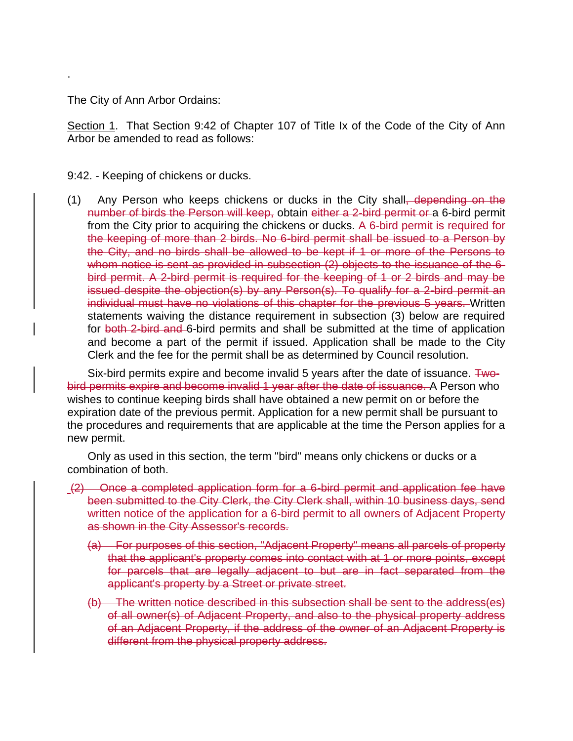.

The City of Ann Arbor Ordains:

Section 1. That Section 9:42 of Chapter 107 of Title Ix of the Code of the City of Ann Arbor be amended to read as follows:

9:42. - Keeping of chickens or ducks.

(1) Any Person who keeps chickens or ducks in the City shall~~, depending on the number of birds the Person will keep,~~ obtain ~~either a 2-bird permit or~~ a 6-bird permit from the City prior to acquiring the chickens or ducks. ~~A 6-bird permit is required for the keeping of more than 2 birds. No 6-bird permit shall be issued to a Person by the City, and no birds shall be allowed to be kept if 1 or more of the Persons to whom notice is sent as provided in subsection (2) objects to the issuance of the 6-bird permit. A 2-bird permit is required for the keeping of 1 or 2 birds and may be issued despite the objection(s) by any Person(s). To qualify for a 2-bird permit an individual must have no violations of this chapter for the previous 5 years.~~ Written statements waiving the distance requirement in subsection (3) below are required for ~~both 2-bird and~~ 6-bird permits and shall be submitted at the time of application and become a part of the permit if issued. Application shall be made to the City Clerk and the fee for the permit shall be as determined by Council resolution.

Six-bird permits expire and become invalid 5 years after the date of issuance. ~~Two-bird permits expire and become invalid 1 year after the date of issuance.~~ A Person who wishes to continue keeping birds shall have obtained a new permit on or before the expiration date of the previous permit. Application for a new permit shall be pursuant to the procedures and requirements that are applicable at the time the Person applies for a new permit.

Only as used in this section, the term "bird" means only chickens or ducks or a combination of both.

~~(2) Once a completed application form for a 6-bird permit and application fee have been submitted to the City Clerk, the City Clerk shall, within 10 business days, send written notice of the application for a 6-bird permit to all owners of Adjacent Property as shown in the City Assessor's records.~~

~~(a) For purposes of this section, "Adjacent Property" means all parcels of property that the applicant's property comes into contact with at 1 or more points, except for parcels that are legally adjacent to but are in fact separated from the applicant's property by a Street or private street.~~

~~(b) The written notice described in this subsection shall be sent to the address(es) of all owner(s) of Adjacent Property, and also to the physical property address of an Adjacent Property, if the address of the owner of an Adjacent Property is different from the physical property address.~~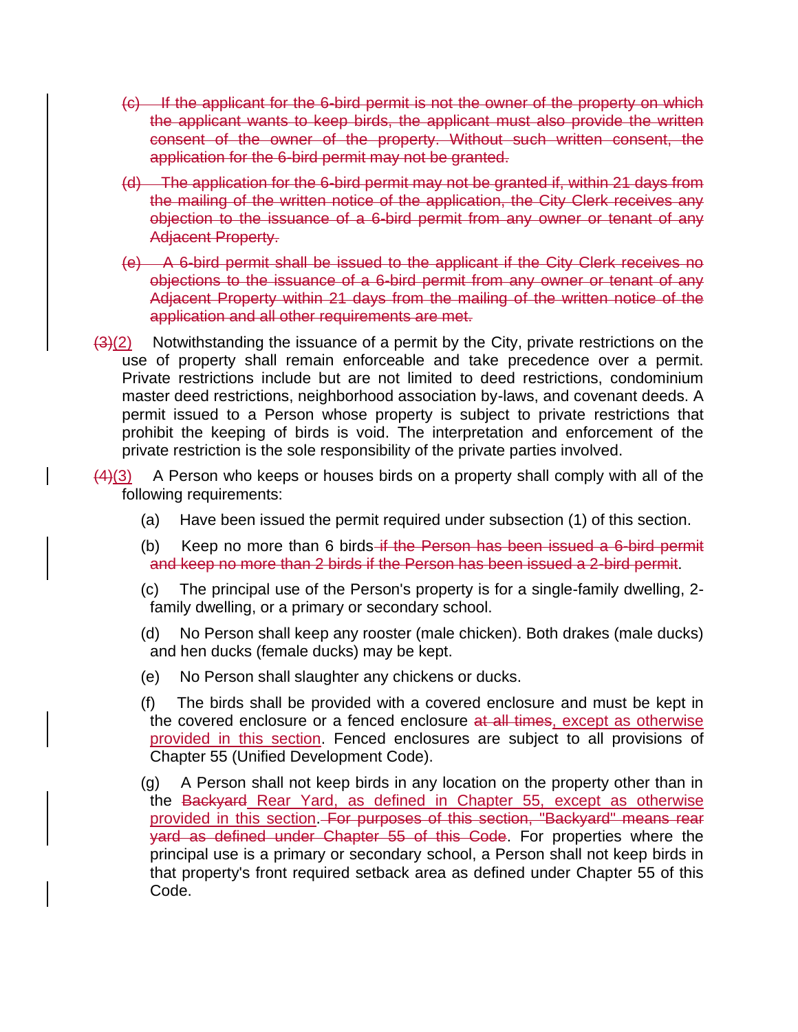(c) ~~If the applicant for the 6-bird permit is not the owner of the property on which the applicant wants to keep birds, the applicant must also provide the written consent of the owner of the property. Without such written consent, the application for the 6-bird permit may not be granted.~~

(d) ~~The application for the 6-bird permit may not be granted if, within 21 days from the mailing of the written notice of the application, the City Clerk receives any objection to the issuance of a 6-bird permit from any owner or tenant of any Adjacent Property.~~

(e) ~~A 6-bird permit shall be issued to the applicant if the City Clerk receives no objections to the issuance of a 6-bird permit from any owner or tenant of any Adjacent Property within 21 days from the mailing of the written notice of the application and all other requirements are met.~~

~~(3)~~(2) Notwithstanding the issuance of a permit by the City, private restrictions on the use of property shall remain enforceable and take precedence over a permit. Private restrictions include but are not limited to deed restrictions, condominium master deed restrictions, neighborhood association by-laws, and covenant deeds. A permit issued to a Person whose property is subject to private restrictions that prohibit the keeping of birds is void. The interpretation and enforcement of the private restriction is the sole responsibility of the private parties involved.

~~(4)~~(3) A Person who keeps or houses birds on a property shall comply with all of the following requirements:

(a) Have been issued the permit required under subsection (1) of this section.

(b) Keep no more than 6 birds ~~if the Person has been issued a 6-bird permit and keep no more than 2 birds if the Person has been issued a 2-bird permit~~.

(c) The principal use of the Person's property is for a single-family dwelling, 2-family dwelling, or a primary or secondary school.

(d) No Person shall keep any rooster (male chicken). Both drakes (male ducks) and hen ducks (female ducks) may be kept.

(e) No Person shall slaughter any chickens or ducks.

(f) The birds shall be provided with a covered enclosure and must be kept in the covered enclosure or a fenced enclosure ~~at all times~~, except as otherwise provided in this section. Fenced enclosures are subject to all provisions of Chapter 55 (Unified Development Code).

(g) A Person shall not keep birds in any location on the property other than in the ~~Backyard~~ Rear Yard, as defined in Chapter 55, except as otherwise provided in this section. ~~For purposes of this section, "Backyard" means rear yard as defined under Chapter 55 of this Code~~. For properties where the principal use is a primary or secondary school, a Person shall not keep birds in that property's front required setback area as defined under Chapter 55 of this Code.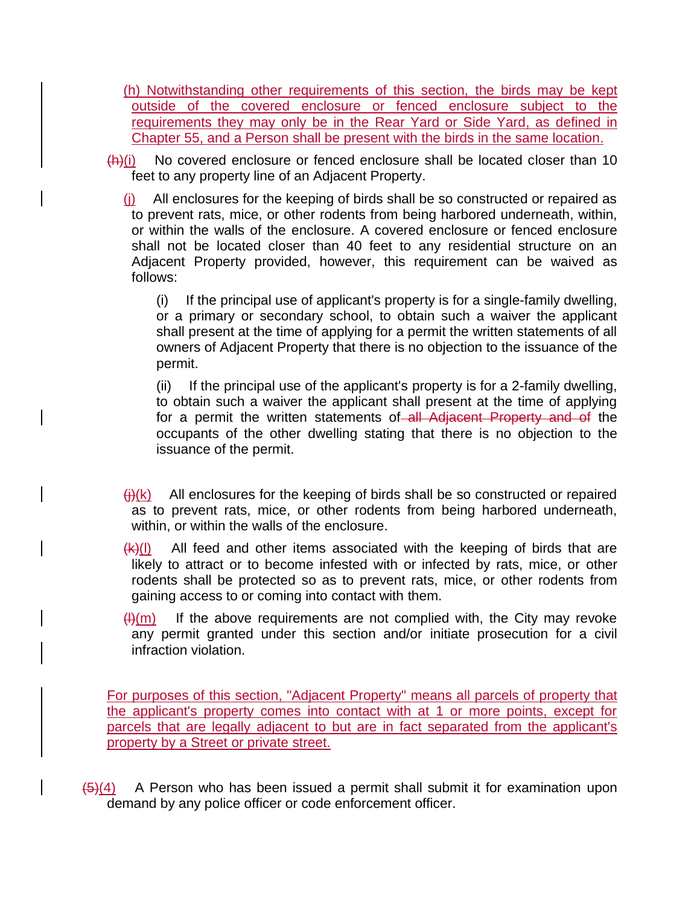(h) Notwithstanding other requirements of this section, the birds may be kept outside of the covered enclosure or fenced enclosure subject to the requirements they may only be in the Rear Yard or Side Yard, as defined in Chapter 55, and a Person shall be present with the birds in the same location.

~~(h)~~(i) No covered enclosure or fenced enclosure shall be located closer than 10 feet to any property line of an Adjacent Property.

(j) All enclosures for the keeping of birds shall be so constructed or repaired as to prevent rats, mice, or other rodents from being harbored underneath, within, or within the walls of the enclosure. A covered enclosure or fenced enclosure shall not be located closer than 40 feet to any residential structure on an Adjacent Property provided, however, this requirement can be waived as follows:

(i) If the principal use of applicant's property is for a single-family dwelling, or a primary or secondary school, to obtain such a waiver the applicant shall present at the time of applying for a permit the written statements of all owners of Adjacent Property that there is no objection to the issuance of the permit.

(ii) If the principal use of the applicant's property is for a 2-family dwelling, to obtain such a waiver the applicant shall present at the time of applying for a permit the written statements of ~~all Adjacent Property and of~~ the occupants of the other dwelling stating that there is no objection to the issuance of the permit.

~~(j)~~(k) All enclosures for the keeping of birds shall be so constructed or repaired as to prevent rats, mice, or other rodents from being harbored underneath, within, or within the walls of the enclosure.

~~(k)~~(l) All feed and other items associated with the keeping of birds that are likely to attract or to become infested with or infected by rats, mice, or other rodents shall be protected so as to prevent rats, mice, or other rodents from gaining access to or coming into contact with them.

~~(l)~~(m) If the above requirements are not complied with, the City may revoke any permit granted under this section and/or initiate prosecution for a civil infraction violation.

For purposes of this section, "Adjacent Property" means all parcels of property that the applicant's property comes into contact with at 1 or more points, except for parcels that are legally adjacent to but are in fact separated from the applicant's property by a Street or private street.

~~(5)~~(4) A Person who has been issued a permit shall submit it for examination upon demand by any police officer or code enforcement officer.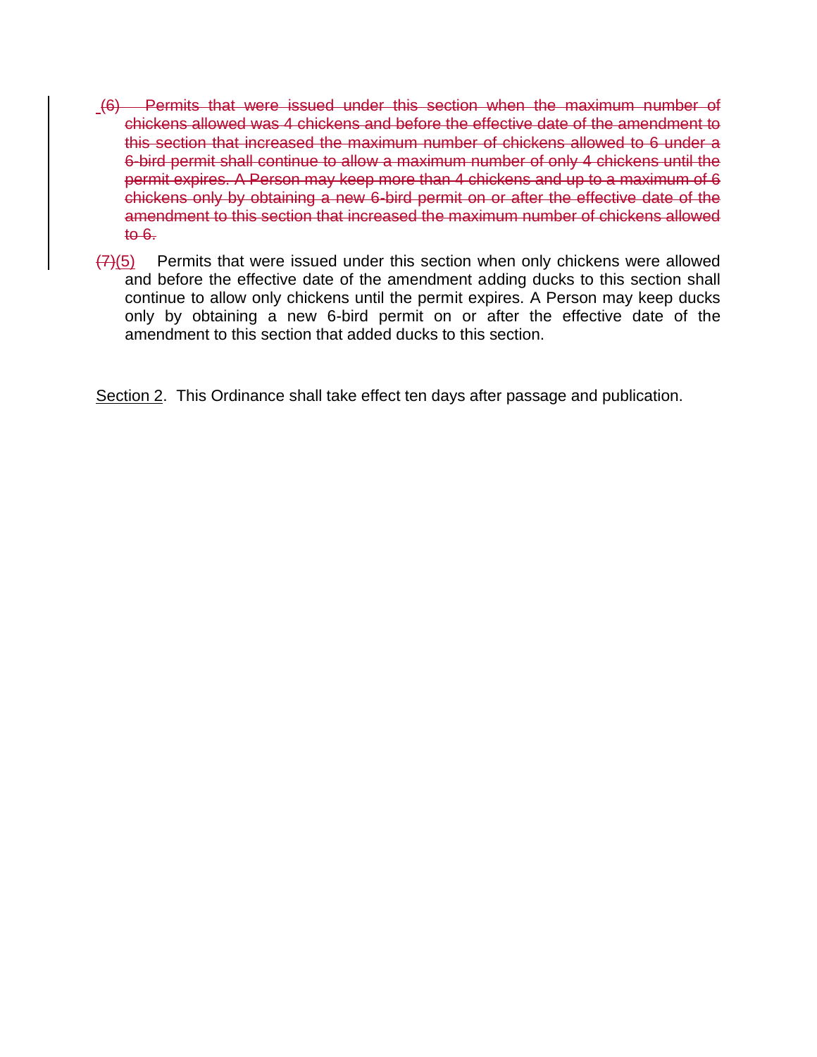~~(6) Permits that were issued under this section when the maximum number of chickens allowed was 4 chickens and before the effective date of the amendment to this section that increased the maximum number of chickens allowed to 6 under a 6-bird permit shall continue to allow a maximum number of only 4 chickens until the permit expires. A Person may keep more than 4 chickens and up to a maximum of 6 chickens only by obtaining a new 6-bird permit on or after the effective date of the amendment to this section that increased the maximum number of chickens allowed to 6.~~

~~(7)~~(5) Permits that were issued under this section when only chickens were allowed and before the effective date of the amendment adding ducks to this section shall continue to allow only chickens until the permit expires. A Person may keep ducks only by obtaining a new 6-bird permit on or after the effective date of the amendment to this section that added ducks to this section.

Section 2. This Ordinance shall take effect ten days after passage and publication.